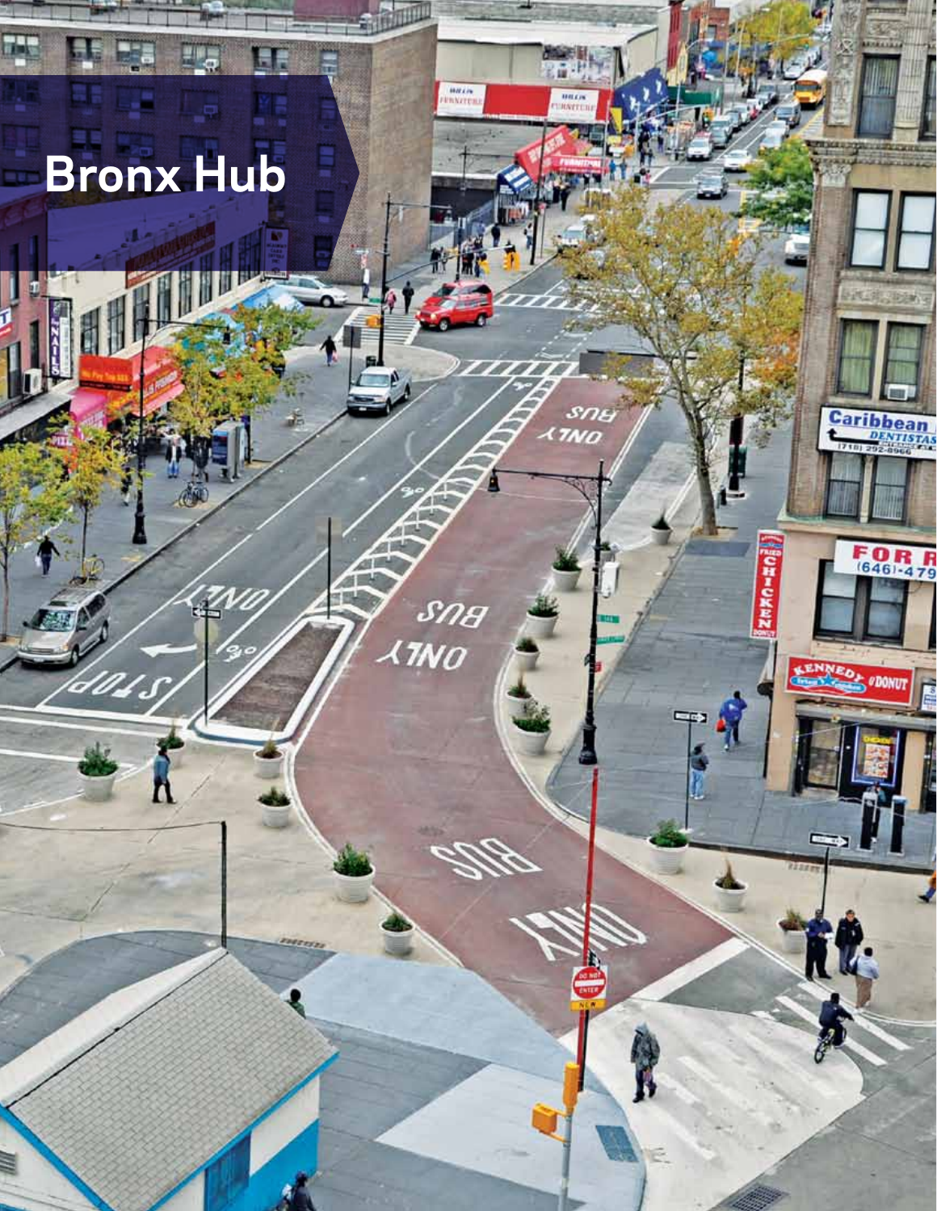# Bronx Hub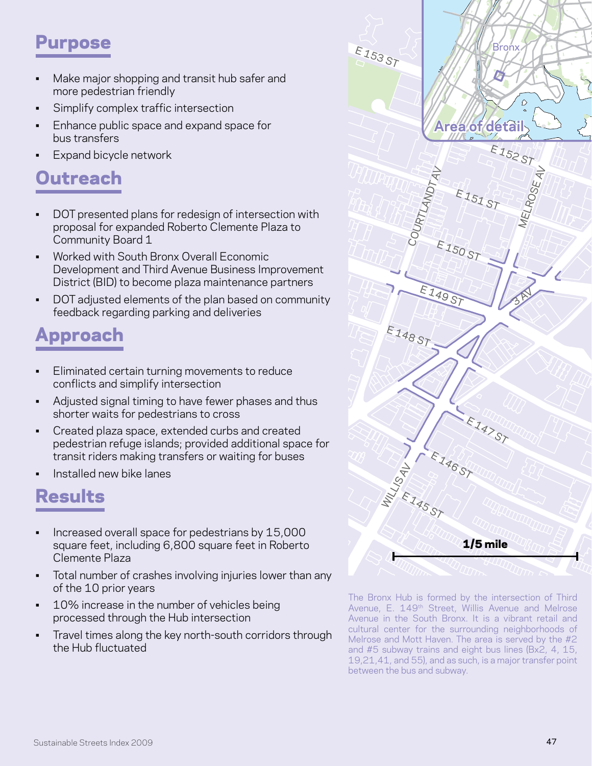## Purpose

- Make major shopping and transit hub safer and more pedestrian friendly
- Simplify complex traffic intersection
- Enhance public space and expand space for bus transfers
- Expand bicycle network

## Outreach

- DOT presented plans for redesign of intersection with proposal for expanded Roberto Clemente Plaza to Community Board 1
- Worked with South Bronx Overall Economic Development and Third Avenue Business Improvement District (BID) to become plaza maintenance partners
- DOT adjusted elements of the plan based on community feedback regarding parking and deliveries

## Approach

- Eliminated certain turning movements to reduce conflicts and simplify intersection
- Adjusted signal timing to have fewer phases and thus shorter waits for pedestrians to cross
- Created plaza space, extended curbs and created pedestrian refuge islands; provided additional space for transit riders making transfers or waiting for buses
- Installed new bike lanes

## Results

- Increased overall space for pedestrians by 15,000 square feet, including 6,800 square feet in Roberto Clemente Plaza
- Total number of crashes involving injuries lower than any of the 10 prior years
- 10% increase in the number of vehicles being processed through the Hub intersection
- Travel times along the key north-south corridors through the Hub fluctuated

The Bronx Hub is formed by the intersection of Third Avenue, E. 149th Street, Willis Avenue and Melrose Avenue in the South Bronx. It is a vibrant retail and cultural center for the surrounding neighborhoods of Melrose and Mott Haven. The area is served by the #2 and #5 subway trains and eight bus lines (Bx2, 4, 15, 19,21,41, and 55), and as such, is a major transfer point between the bus and subway.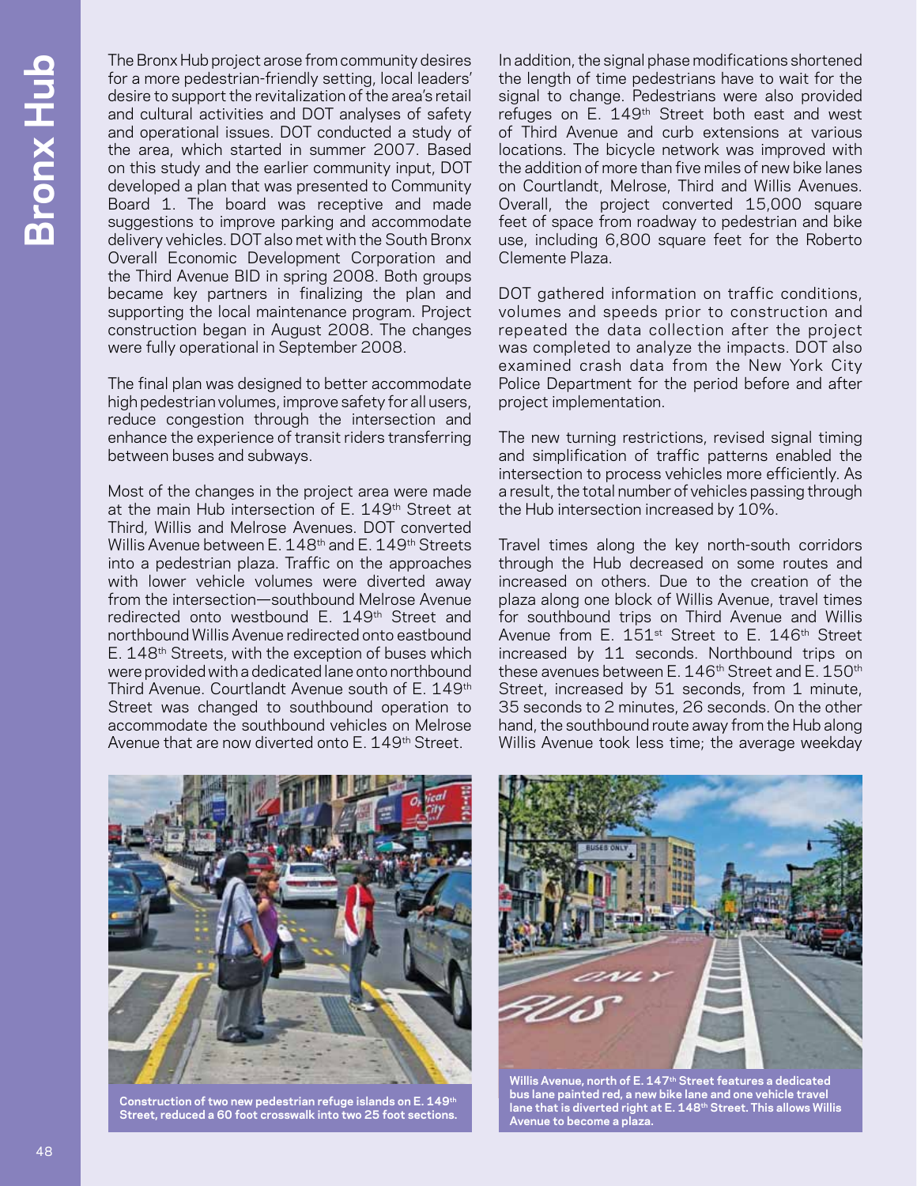# Bronx Hub

The Bronx Hub project arose from community desires for a more pedestrian-friendly setting, local leaders' desire to support the revitalization of the area's retail and cultural activities and DOT analyses of safety and operational issues. DOT conducted a study of the area, which started in summer 2007. Based on this study and the earlier community input, DOT developed a plan that was presented to Community Board 1. The board was receptive and made suggestions to improve parking and accommodate delivery vehicles. DOT also met with the South Bronx Overall Economic Development Corporation and the Third Avenue BID in spring 2008. Both groups became key partners in finalizing the plan and supporting the local maintenance program. Project construction began in August 2008. The changes were fully operational in September 2008.

The final plan was designed to better accommodate high pedestrian volumes, improve safety for all users, reduce congestion through the intersection and enhance the experience of transit riders transferring between buses and subways.

Most of the changes in the project area were made at the main Hub intersection of E. 149th Street at Third, Willis and Melrose Avenues. DOT converted Willis Avenue between E. 148th and E. 149th Streets into a pedestrian plaza. Traffic on the approaches with lower vehicle volumes were diverted away from the intersection—southbound Melrose Avenue redirected onto westbound E. 149th Street and northbound Willis Avenue redirected onto eastbound E. 148th Streets, with the exception of buses which were provided with a dedicated lane onto northbound Third Avenue. Courtlandt Avenue south of E. 149th Street was changed to southbound operation to accommodate the southbound vehicles on Melrose Avenue that are now diverted onto E. 149th Street.

In addition, the signal phase modifications shortened the length of time pedestrians have to wait for the signal to change. Pedestrians were also provided refuges on E. 149th Street both east and west of Third Avenue and curb extensions at various locations. The bicycle network was improved with the addition of more than five miles of new bike lanes on Courtlandt, Melrose, Third and Willis Avenues. Overall, the project converted 15,000 square feet of space from roadway to pedestrian and bike use, including 6,800 square feet for the Roberto Clemente Plaza.

DOT gathered information on traffic conditions, volumes and speeds prior to construction and repeated the data collection after the project was completed to analyze the impacts. DOT also examined crash data from the New York City Police Department for the period before and after project implementation.

The new turning restrictions, revised signal timing and simplification of traffic patterns enabled the intersection to process vehicles more efficiently. As a result, the total number of vehicles passing through the Hub intersection increased by 10%.

Travel times along the key north-south corridors through the Hub decreased on some routes and increased on others. Due to the creation of the plaza along one block of Willis Avenue, travel times for southbound trips on Third Avenue and Willis Avenue from E. 151st Street to E. 146th Street increased by 11 seconds. Northbound trips on these avenues between E. 146th Street and E. 150th Street, increased by 51 seconds, from 1 minute, 35 seconds to 2 minutes, 26 seconds. On the other hand, the southbound route away from the Hub along Willis Avenue took less time; the average weekday

Construction of two new pedestrian refuge islands on E. 149th Street, reduced a 60 foot crosswalk into two 25 foot sections.

Willis Avenue, north of E. 147th Street features a dedicated bus lane painted red, a new bike lane and one vehicle travel lane that is diverted right at E. 148th Street. This allows Willis Avenue to become a plaza.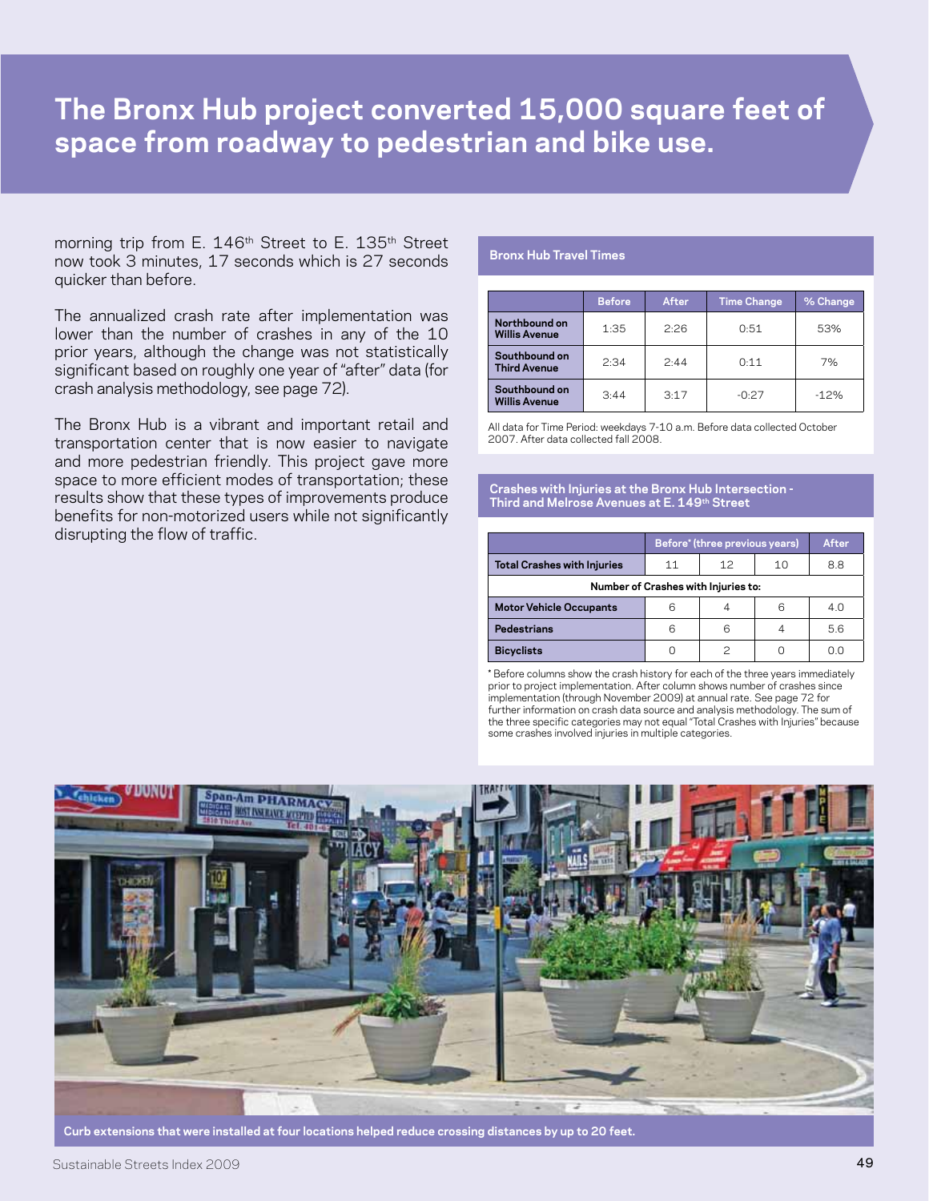# The Bronx Hub project converted 15,000 square feet of space from roadway to pedestrian and bike use.

morning trip from E. 146th Street to E. 135th Street now took 3 minutes, 17 seconds which is 27 seconds quicker than before.

The annualized crash rate after implementation was lower than the number of crashes in any of the 10 prior years, although the change was not statistically significant based on roughly one year of "after" data (for crash analysis methodology, see page 72).

The Bronx Hub is a vibrant and important retail and transportation center that is now easier to navigate and more pedestrian friendly. This project gave more space to more efficient modes of transportation; these results show that these types of improvements produce benefits for non-motorized users while not significantly disrupting the flow of traffic.

**Bronx Hub Travel Times**

| | Before | After | Time Change | % Change |
|---|---|---|---|---|
| Northbound on Willis Avenue | 1:35 | 2:26 | 0:51 | 53% |
| Southbound on Third Avenue | 2:34 | 2:44 | 0:11 | 7% |
| Southbound on Willis Avenue | 3:44 | 3:17 | -0:27 | -12% |

All data for Time Period: weekdays 7-10 a.m. Before data collected October 2007. After data collected fall 2008.

**Crashes with Injuries at the Bronx Hub Intersection - Third and Melrose Avenues at E. 149th Street**

| | Before* (three previous years) | | | After |
|---|---|---|---|---|
| Total Crashes with Injuries | 11 | 12 | 10 | 8.8 |
| **Number of Crashes with Injuries to:** | | | | |
| Motor Vehicle Occupants | 6 | 4 | 6 | 4.0 |
| Pedestrians | 6 | 6 | 4 | 5.6 |
| Bicyclists | 0 | 2 | 0 | 0.0 |

* Before columns show the crash history for each of the three years immediately prior to project implementation. After column shows number of crashes since implementation (through November 2009) at annual rate. See page 72 for further information on crash data source and analysis methodology. The sum of the three specific categories may not equal "Total Crashes with Injuries" because some crashes involved injuries in multiple categories.

Curb extensions that were installed at four locations helped reduce crossing distances by up to 20 feet.